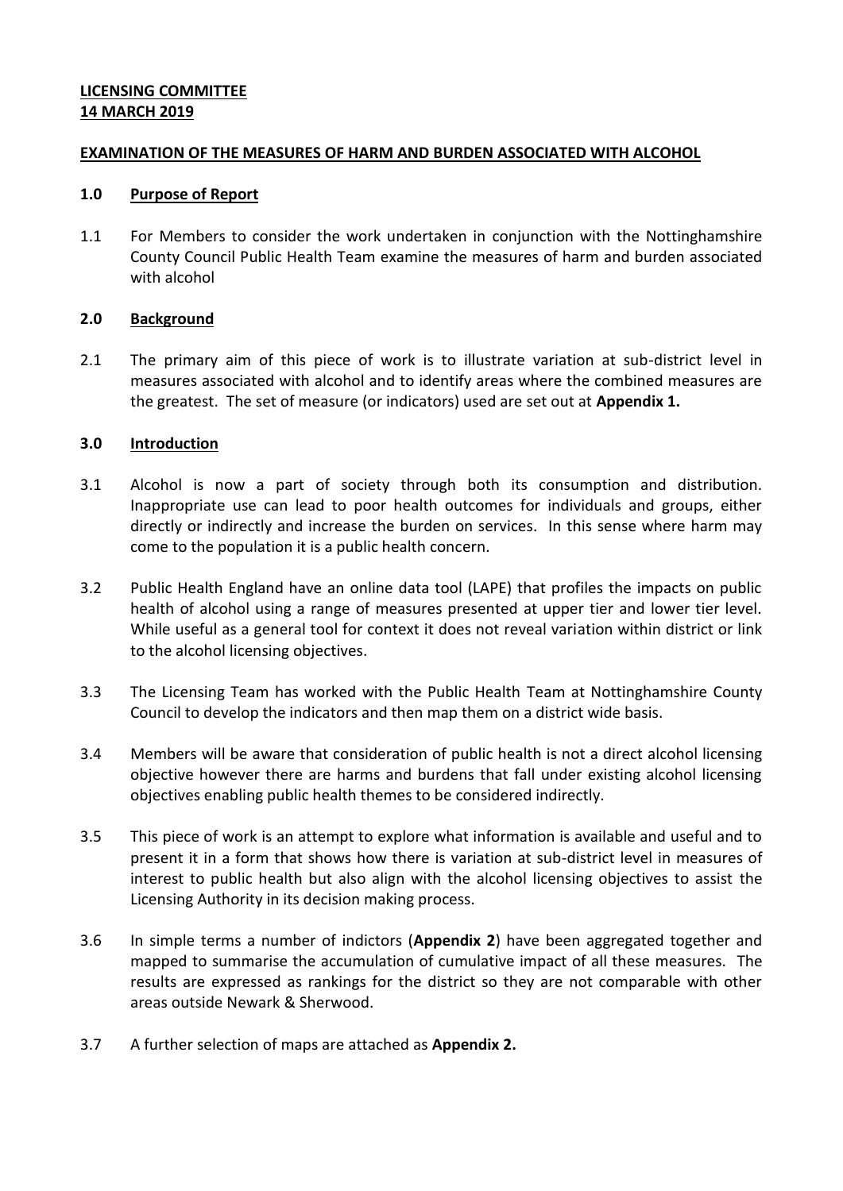**LICENSING COMMITTEE**
**14 MARCH 2019**

**EXAMINATION OF THE MEASURES OF HARM AND BURDEN ASSOCIATED WITH ALCOHOL**

**1.0 Purpose of Report**

1.1 For Members to consider the work undertaken in conjunction with the Nottinghamshire County Council Public Health Team examine the measures of harm and burden associated with alcohol

**2.0 Background**

2.1 The primary aim of this piece of work is to illustrate variation at sub-district level in measures associated with alcohol and to identify areas where the combined measures are the greatest. The set of measure (or indicators) used are set out at **Appendix 1.**

**3.0 Introduction**

3.1 Alcohol is now a part of society through both its consumption and distribution. Inappropriate use can lead to poor health outcomes for individuals and groups, either directly or indirectly and increase the burden on services. In this sense where harm may come to the population it is a public health concern.

3.2 Public Health England have an online data tool (LAPE) that profiles the impacts on public health of alcohol using a range of measures presented at upper tier and lower tier level. While useful as a general tool for context it does not reveal variation within district or link to the alcohol licensing objectives.

3.3 The Licensing Team has worked with the Public Health Team at Nottinghamshire County Council to develop the indicators and then map them on a district wide basis.

3.4 Members will be aware that consideration of public health is not a direct alcohol licensing objective however there are harms and burdens that fall under existing alcohol licensing objectives enabling public health themes to be considered indirectly.

3.5 This piece of work is an attempt to explore what information is available and useful and to present it in a form that shows how there is variation at sub-district level in measures of interest to public health but also align with the alcohol licensing objectives to assist the Licensing Authority in its decision making process.

3.6 In simple terms a number of indictors (**Appendix 2**) have been aggregated together and mapped to summarise the accumulation of cumulative impact of all these measures. The results are expressed as rankings for the district so they are not comparable with other areas outside Newark & Sherwood.

3.7 A further selection of maps are attached as **Appendix 2.**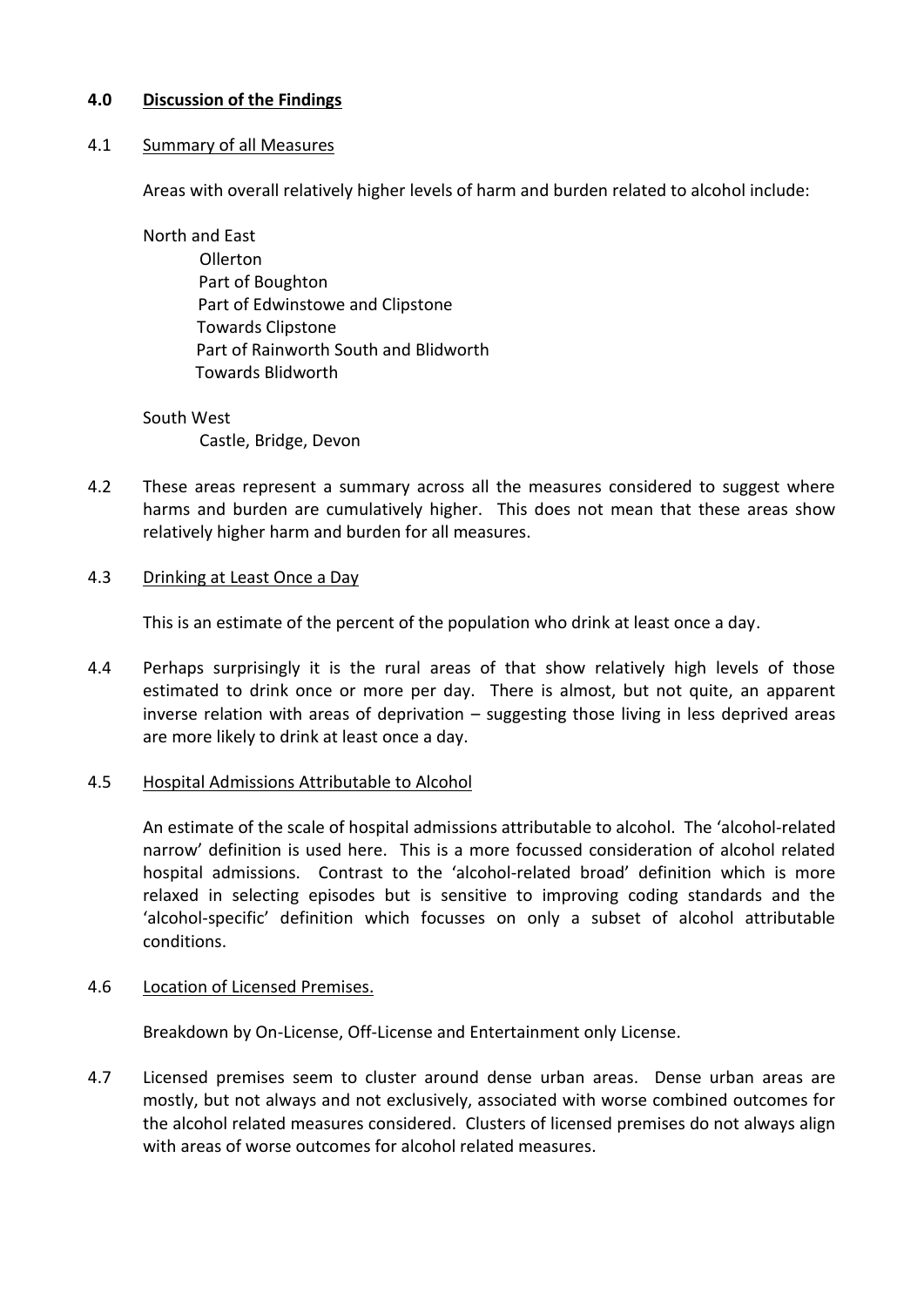## 4.0 Discussion of the Findings

4.1 Summary of all Measures

Areas with overall relatively higher levels of harm and burden related to alcohol include:

North and East

- Ollerton
- Part of Boughton
- Part of Edwinstowe and Clipstone
- Towards Clipstone
- Part of Rainworth South and Blidworth
- Towards Blidworth

South West

- Castle, Bridge, Devon

4.2 These areas represent a summary across all the measures considered to suggest where harms and burden are cumulatively higher. This does not mean that these areas show relatively higher harm and burden for all measures.

4.3 Drinking at Least Once a Day

This is an estimate of the percent of the population who drink at least once a day.

4.4 Perhaps surprisingly it is the rural areas of that show relatively high levels of those estimated to drink once or more per day. There is almost, but not quite, an apparent inverse relation with areas of deprivation – suggesting those living in less deprived areas are more likely to drink at least once a day.

4.5 Hospital Admissions Attributable to Alcohol

An estimate of the scale of hospital admissions attributable to alcohol. The 'alcohol-related narrow' definition is used here. This is a more focussed consideration of alcohol related hospital admissions. Contrast to the 'alcohol-related broad' definition which is more relaxed in selecting episodes but is sensitive to improving coding standards and the 'alcohol-specific' definition which focusses on only a subset of alcohol attributable conditions.

4.6 Location of Licensed Premises.

Breakdown by On-License, Off-License and Entertainment only License.

4.7 Licensed premises seem to cluster around dense urban areas. Dense urban areas are mostly, but not always and not exclusively, associated with worse combined outcomes for the alcohol related measures considered. Clusters of licensed premises do not always align with areas of worse outcomes for alcohol related measures.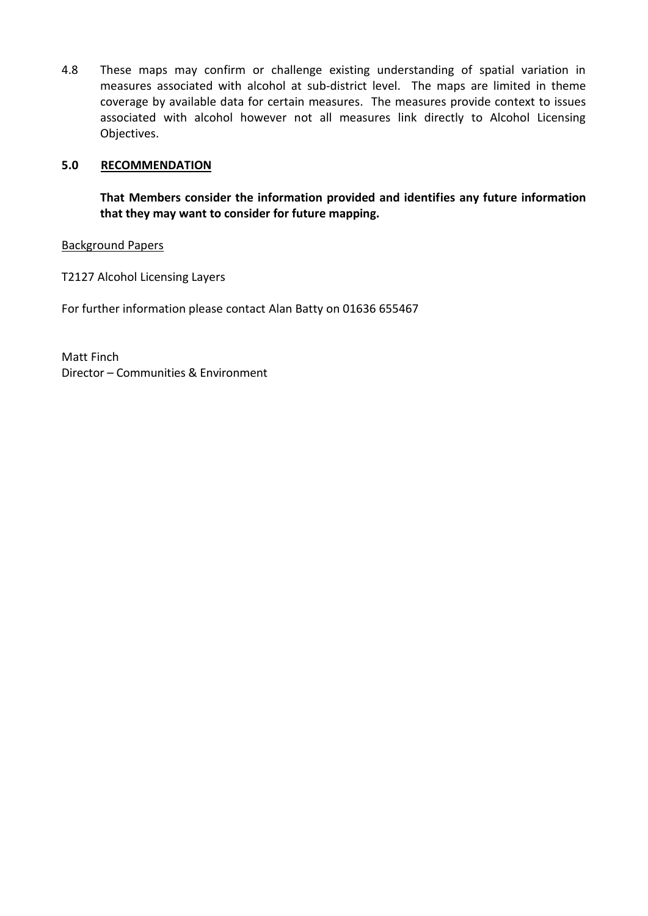4.8 These maps may confirm or challenge existing understanding of spatial variation in measures associated with alcohol at sub-district level. The maps are limited in theme coverage by available data for certain measures. The measures provide context to issues associated with alcohol however not all measures link directly to Alcohol Licensing Objectives.

## 5.0 RECOMMENDATION

**That Members consider the information provided and identifies any future information that they may want to consider for future mapping.**

Background Papers

T2127 Alcohol Licensing Layers

For further information please contact Alan Batty on 01636 655467

Matt Finch
Director – Communities & Environment